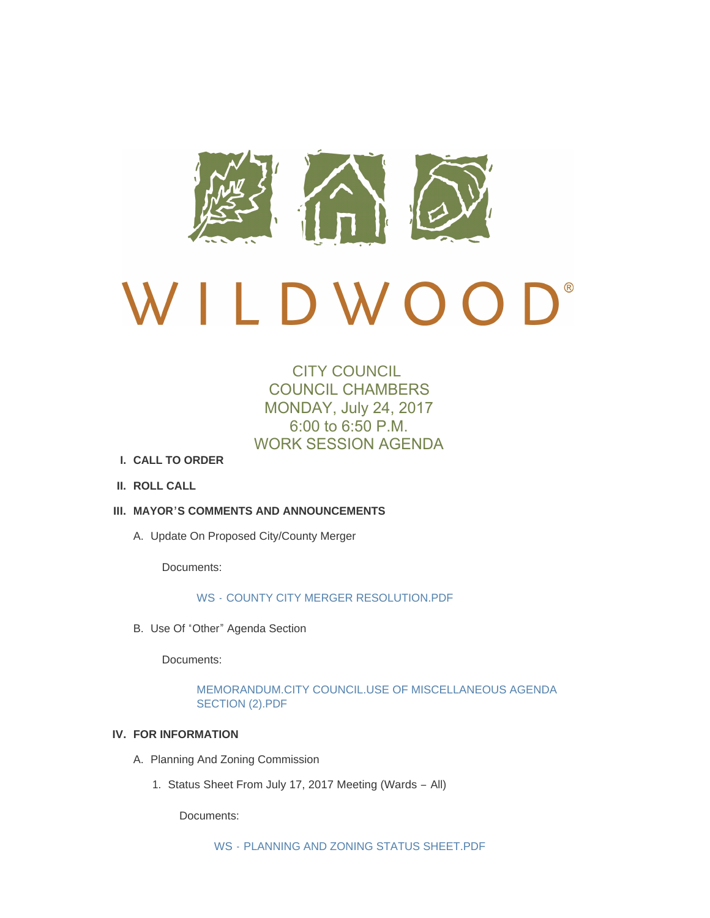# WILDWOOD®

CITY COUNCIL
COUNCIL CHAMBERS
MONDAY, July 24, 2017
6:00 to 6:50 P.M.
WORK SESSION AGENDA

**I. CALL TO ORDER**

**II. ROLL CALL**

**III. MAYOR'S COMMENTS AND ANNOUNCEMENTS**

A. Update On Proposed City/County Merger

Documents:

WS - COUNTY CITY MERGER RESOLUTION.PDF

B. Use Of "Other" Agenda Section

Documents:

MEMORANDUM.CITY COUNCIL.USE OF MISCELLANEOUS AGENDA SECTION (2).PDF

**IV. FOR INFORMATION**

A. Planning And Zoning Commission

1. Status Sheet From July 17, 2017 Meeting (Wards – All)

Documents:

WS - PLANNING AND ZONING STATUS SHEET.PDF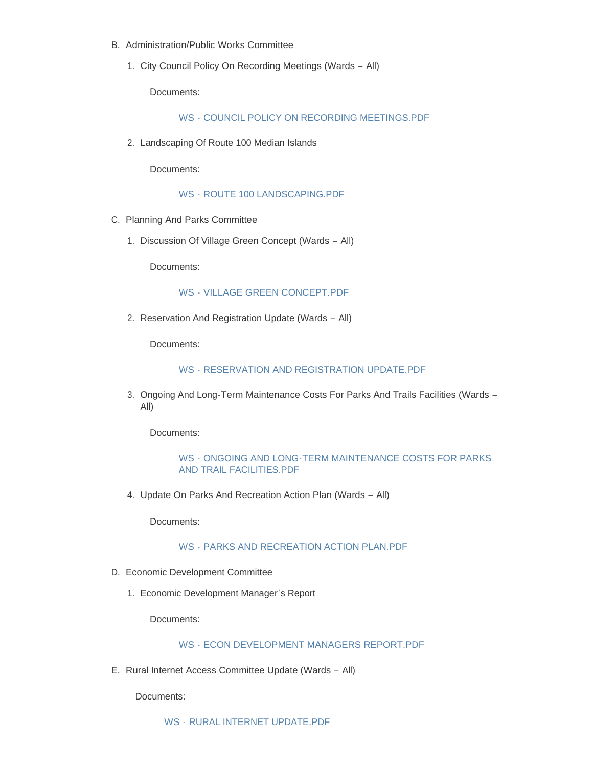B. Administration/Public Works Committee

   1. City Council Policy On Recording Meetings (Wards – All)

      Documents:

      WS - COUNCIL POLICY ON RECORDING MEETINGS.PDF

   2. Landscaping Of Route 100 Median Islands

      Documents:

      WS - ROUTE 100 LANDSCAPING.PDF

C. Planning And Parks Committee

   1. Discussion Of Village Green Concept (Wards – All)

      Documents:

      WS - VILLAGE GREEN CONCEPT.PDF

   2. Reservation And Registration Update (Wards – All)

      Documents:

      WS - RESERVATION AND REGISTRATION UPDATE.PDF

   3. Ongoing And Long-Term Maintenance Costs For Parks And Trails Facilities (Wards – All)

      Documents:

      WS - ONGOING AND LONG-TERM MAINTENANCE COSTS FOR PARKS AND TRAIL FACILITIES.PDF

   4. Update On Parks And Recreation Action Plan (Wards – All)

      Documents:

      WS - PARKS AND RECREATION ACTION PLAN.PDF

D. Economic Development Committee

   1. Economic Development Manager's Report

      Documents:

      WS - ECON DEVELOPMENT MANAGERS REPORT.PDF

E. Rural Internet Access Committee Update (Wards – All)

   Documents:

   WS - RURAL INTERNET UPDATE.PDF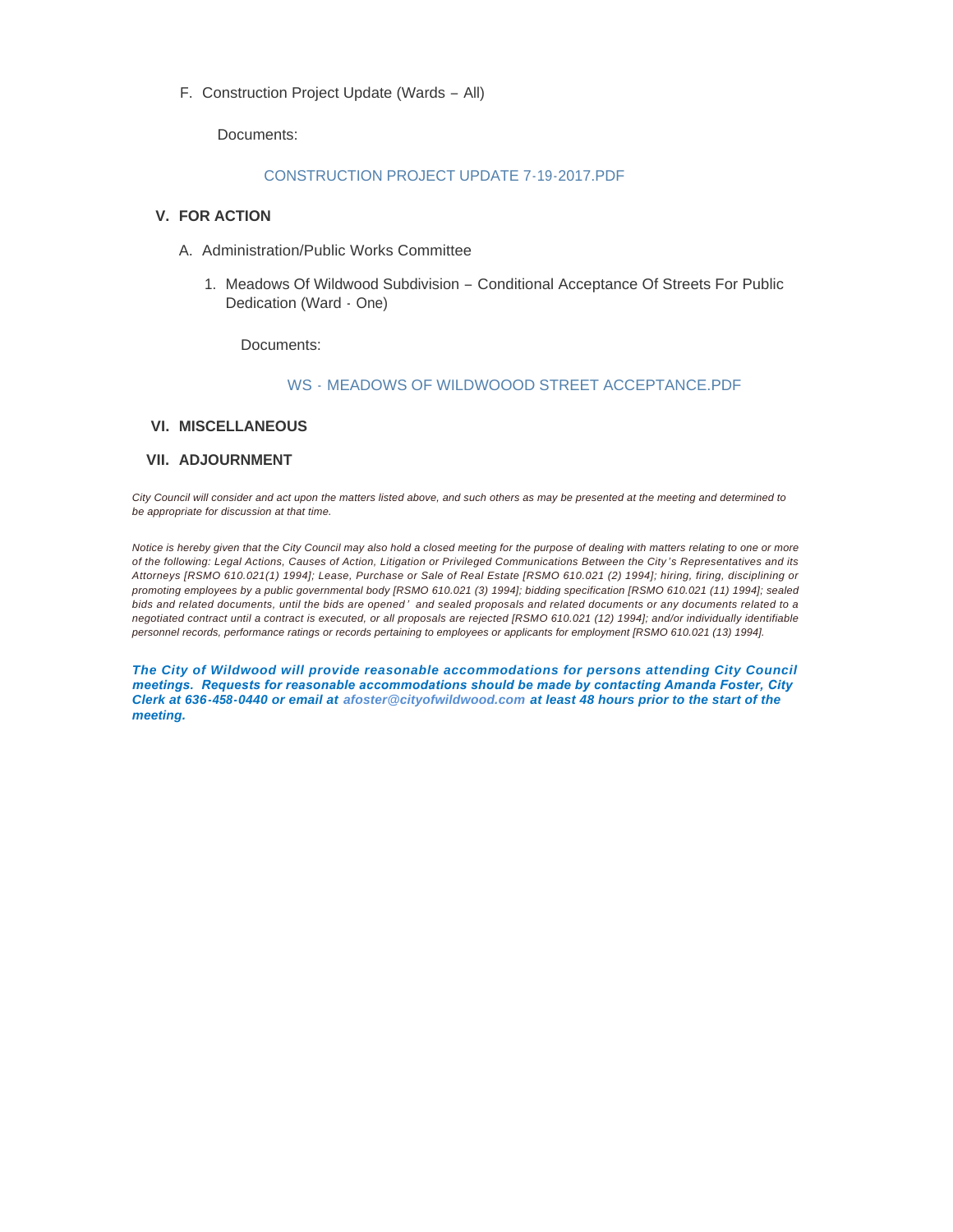F. Construction Project Update (Wards – All)

Documents:

CONSTRUCTION PROJECT UPDATE 7-19-2017.PDF

## V. FOR ACTION

A. Administration/Public Works Committee

1. Meadows Of Wildwood Subdivision – Conditional Acceptance Of Streets For Public Dedication (Ward - One)

Documents:

WS - MEADOWS OF WILDWOOOD STREET ACCEPTANCE.PDF

## VI. MISCELLANEOUS

## VII. ADJOURNMENT

*City Council will consider and act upon the matters listed above, and such others as may be presented at the meeting and determined to be appropriate for discussion at that time.*

*Notice is hereby given that the City Council may also hold a closed meeting for the purpose of dealing with matters relating to one or more of the following: Legal Actions, Causes of Action, Litigation or Privileged Communications Between the City's Representatives and its Attorneys [RSMO 610.021(1) 1994]; Lease, Purchase or Sale of Real Estate [RSMO 610.021 (2) 1994]; hiring, firing, disciplining or promoting employees by a public governmental body [RSMO 610.021 (3) 1994]; bidding specification [RSMO 610.021 (11) 1994]; sealed bids and related documents, until the bids are opened' and sealed proposals and related documents or any documents related to a negotiated contract until a contract is executed, or all proposals are rejected [RSMO 610.021 (12) 1994]; and/or individually identifiable personnel records, performance ratings or records pertaining to employees or applicants for employment [RSMO 610.021 (13) 1994].*

***The City of Wildwood will provide reasonable accommodations for persons attending City Council meetings. Requests for reasonable accommodations should be made by contacting Amanda Foster, City Clerk at 636-458-0440 or email at afoster@cityofwildwood.com at least 48 hours prior to the start of the meeting.***